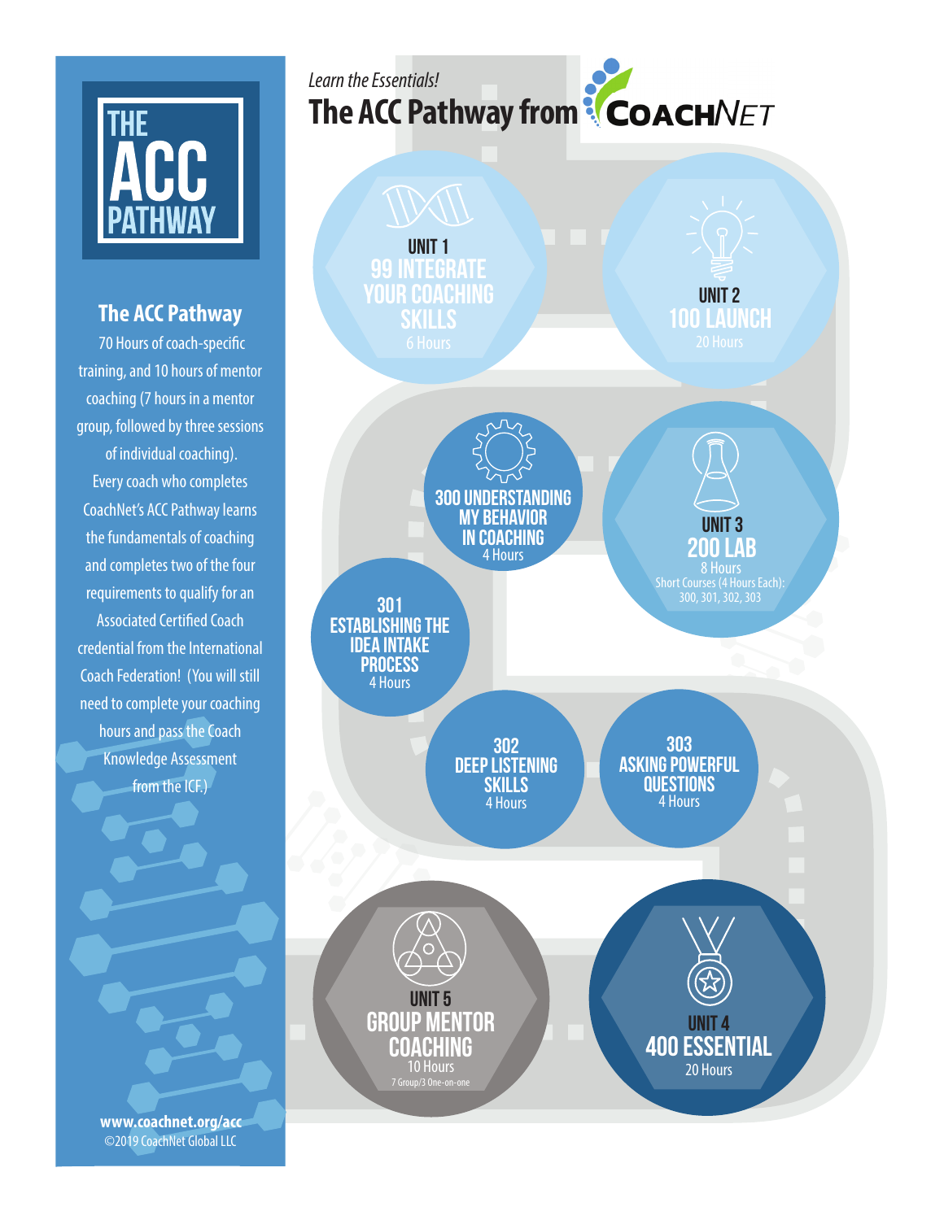# THE ACC PATHWAY

## The ACC Pathway

70 Hours of coach-specific training, and 10 hours of mentor coaching (7 hours in a mentor group, followed by three sessions of individual coaching). Every coach who completes CoachNet's ACC Pathway learns the fundamentals of coaching and completes two of the four requirements to qualify for an Associated Certified Coach credential from the International Coach Federation! (You will still need to complete your coaching hours and pass the Coach Knowledge Assessment from the ICF.)

www.coachnet.org/acc
©2019 CoachNet Global LLC

*Learn the Essentials!*

# The ACC Pathway from COACHNET

**UNIT 1**
**99 INTEGRATE YOUR COACHING SKILLS**
6 Hours

**UNIT 2**
**100 LAUNCH**
20 Hours

**UNIT 3**
**200 LAB**
8 Hours
Short Courses (4 Hours Each): 300, 301, 302, 303

**300 UNDERSTANDING MY BEHAVIOR IN COACHING**
4 Hours

**301 ESTABLISHING THE IDEA INTAKE PROCESS**
4 Hours

**302 DEEP LISTENING SKILLS**
4 Hours

**303 ASKING POWERFUL QUESTIONS**
4 Hours

**UNIT 4**
**400 ESSENTIAL**
20 Hours

**UNIT 5**
**GROUP MENTOR COACHING**
10 Hours
7 Group/3 One-on-one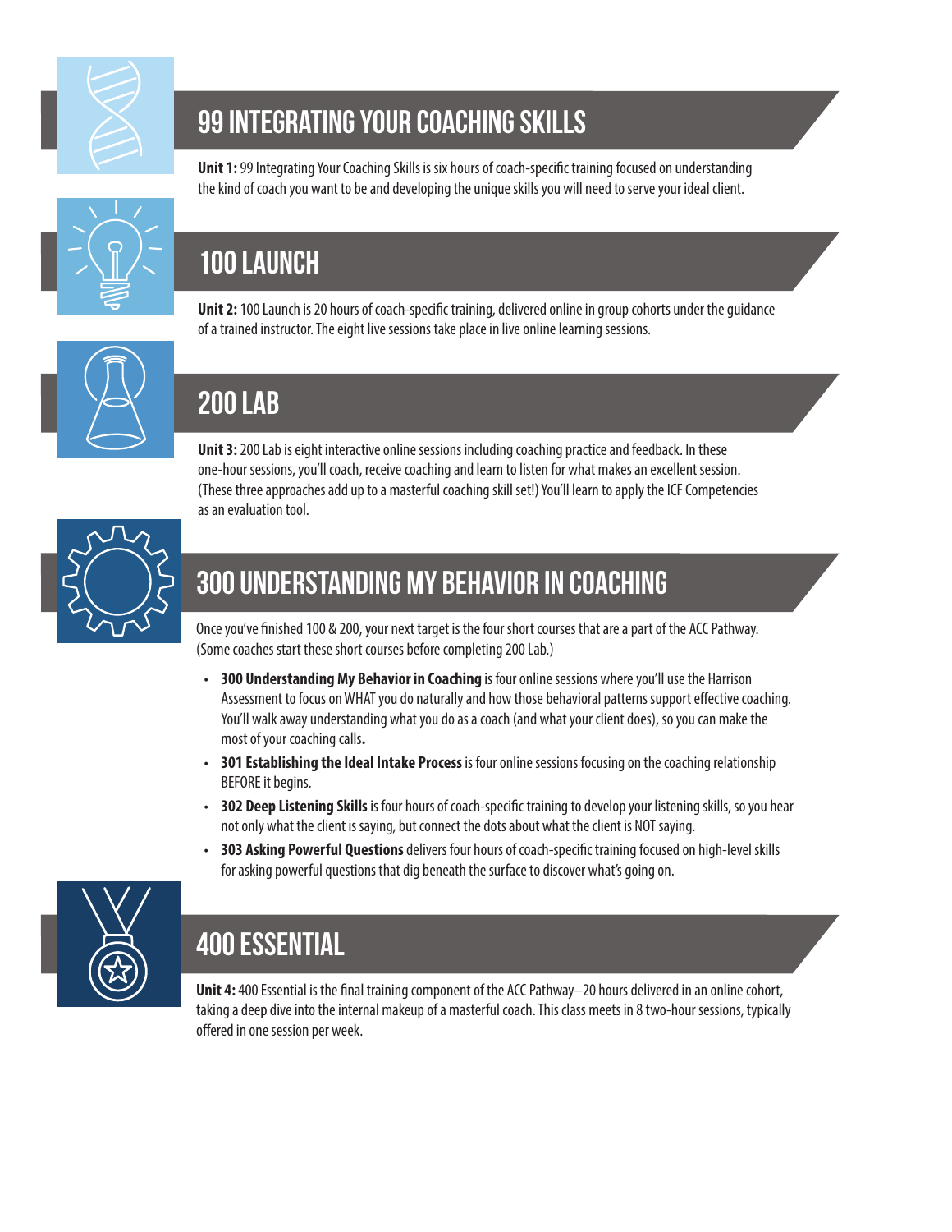## 99 INTEGRATING YOUR COACHING SKILLS

**Unit 1:** 99 Integrating Your Coaching Skills is six hours of coach-specific training focused on understanding the kind of coach you want to be and developing the unique skills you will need to serve your ideal client.

## 100 LAUNCH

**Unit 2:** 100 Launch is 20 hours of coach-specific training, delivered online in group cohorts under the guidance of a trained instructor. The eight live sessions take place in live online learning sessions.

## 200 LAB

**Unit 3:** 200 Lab is eight interactive online sessions including coaching practice and feedback. In these one-hour sessions, you'll coach, receive coaching and learn to listen for what makes an excellent session. (These three approaches add up to a masterful coaching skill set!) You'll learn to apply the ICF Competencies as an evaluation tool.

## 300 UNDERSTANDING MY BEHAVIOR IN COACHING

Once you've finished 100 & 200, your next target is the four short courses that are a part of the ACC Pathway. (Some coaches start these short courses before completing 200 Lab.)

- **300 Understanding My Behavior in Coaching** is four online sessions where you'll use the Harrison Assessment to focus on WHAT you do naturally and how those behavioral patterns support effective coaching. You'll walk away understanding what you do as a coach (and what your client does), so you can make the most of your coaching calls**.**
- **301 Establishing the Ideal Intake Process** is four online sessions focusing on the coaching relationship BEFORE it begins.
- **302 Deep Listening Skills** is four hours of coach-specific training to develop your listening skills, so you hear not only what the client is saying, but connect the dots about what the client is NOT saying.
- **303 Asking Powerful Questions** delivers four hours of coach-specific training focused on high-level skills for asking powerful questions that dig beneath the surface to discover what's going on.

## 400 ESSENTIAL

**Unit 4:** 400 Essential is the final training component of the ACC Pathway–20 hours delivered in an online cohort, taking a deep dive into the internal makeup of a masterful coach. This class meets in 8 two-hour sessions, typically offered in one session per week.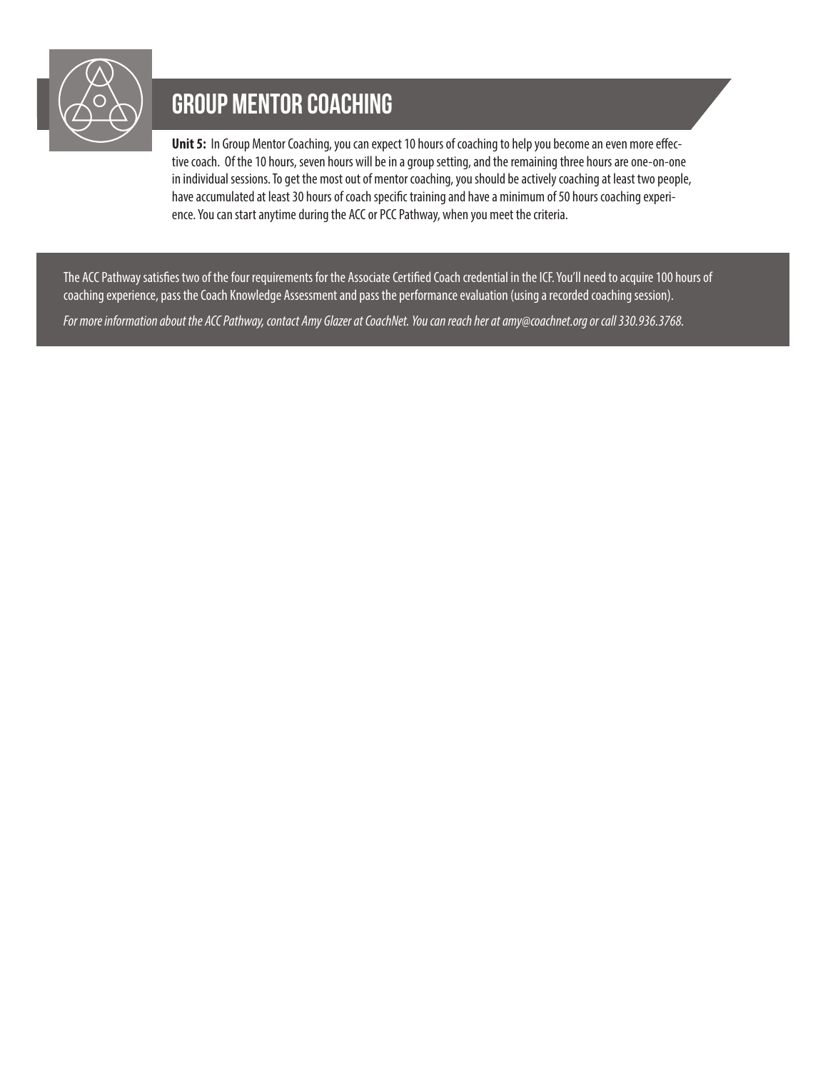## GROUP MENTOR COACHING

**Unit 5:** In Group Mentor Coaching, you can expect 10 hours of coaching to help you become an even more effective coach. Of the 10 hours, seven hours will be in a group setting, and the remaining three hours are one-on-one in individual sessions. To get the most out of mentor coaching, you should be actively coaching at least two people, have accumulated at least 30 hours of coach specific training and have a minimum of 50 hours coaching experience. You can start anytime during the ACC or PCC Pathway, when you meet the criteria.

The ACC Pathway satisfies two of the four requirements for the Associate Certified Coach credential in the ICF. You'll need to acquire 100 hours of coaching experience, pass the Coach Knowledge Assessment and pass the performance evaluation (using a recorded coaching session).

*For more information about the ACC Pathway, contact Amy Glazer at CoachNet. You can reach her at amy@coachnet.org or call 330.936.3768.*